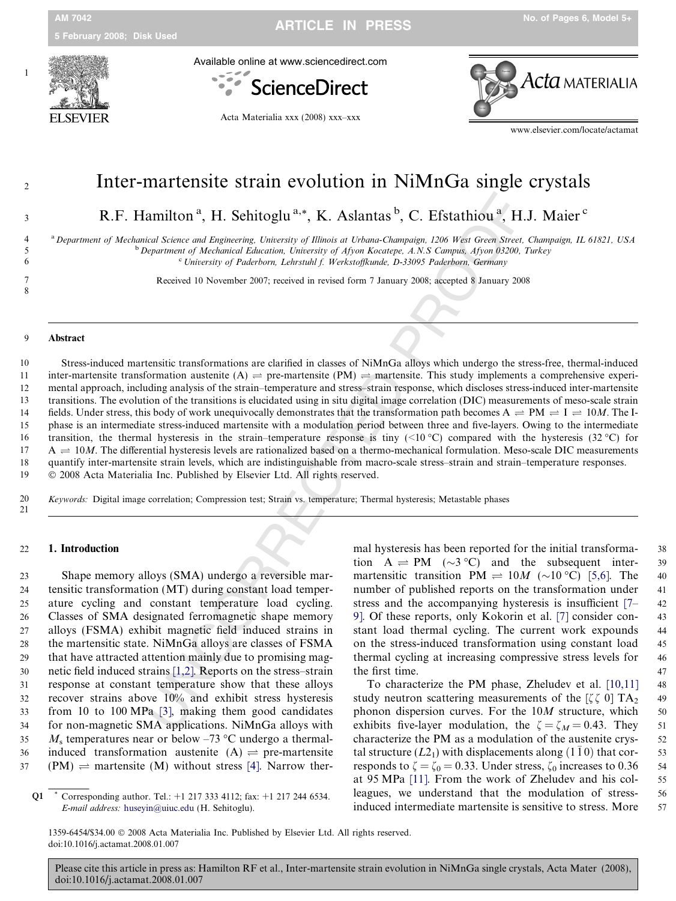# Inter-martensite strain evolution in NiMnGa single crystals

R.F. Hamilton [a], H. Sehitoglu [a,*], K. Aslantas [b], C. Efstathiou [a], H.J. Maier [c]

[a] Department of Mechanical Science and Engineering, University of Illinois at Urbana-Champaign, 1206 West Green Street, Champaign, IL 61821, USA
[b] Department of Mechanical Education, University of Afyon Kocatepe, A.N.S Campus, Afyon 03200, Turkey
[c] University of Paderborn, Lehrstuhl f. Werkstoffkunde, D-33095 Paderborn, Germany

Received 10 November 2007; received in revised form 7 January 2008; accepted 8 January 2008

## Abstract

Stress-induced martensitic transformations are clarified in classes of NiMnGa alloys which undergo the stress-free, thermal-induced inter-martensite transformation austenite (A) ⇌ pre-martensite (PM) ⇌ martensite. This study implements a comprehensive experimental approach, including analysis of the strain–temperature and stress–strain response, which discloses stress-induced inter-martensite transitions. The evolution of the transitions is elucidated using in situ digital image correlation (DIC) measurements of meso-scale strain fields. Under stress, this body of work unequivocally demonstrates that the transformation path becomes A ⇌ PM ⇌ I ⇌ 10*M*. The I-phase is an intermediate stress-induced martensite with a modulation period between three and five-layers. Owing to the intermediate transition, the thermal hysteresis in the strain–temperature response is tiny (<10 °C) compared with the hysteresis (32 °C) for A ⇌ 10*M*. The differential hysteresis levels are rationalized based on a thermo-mechanical formulation. Meso-scale DIC measurements quantify inter-martensite strain levels, which are indistinguishable from macro-scale stress–strain and strain–temperature responses.
© 2008 Acta Materialia Inc. Published by Elsevier Ltd. All rights reserved.

*Keywords:* Digital image correlation; Compression test; Strain vs. temperature; Thermal hysteresis; Metastable phases

## 1. Introduction

Shape memory alloys (SMA) undergo a reversible martensitic transformation (MT) during constant load temperature cycling and constant temperature load cycling. Classes of SMA designated ferromagnetic shape memory alloys (FSMA) exhibit magnetic field induced strains in the martensitic state. NiMnGa alloys are classes of FSMA that have attracted attention mainly due to promising magnetic field induced strains [1,2]. Reports on the stress–strain response at constant temperature show that these alloys recover strains above 10% and exhibit stress hysteresis from 10 to 100 MPa [3], making them good candidates for non-magnetic SMA applications. NiMnGa alloys with $M_s$ temperatures near or below –73 °C undergo a thermal-induced transformation austenite (A) ⇌ pre-martensite (PM) ⇌ martensite (M) without stress [4]. Narrow thermal hysteresis has been reported for the initial transformation A ⇌ PM (~3 °C) and the subsequent inter-martensitic transition PM ⇌ 10*M* (~10 °C) [5,6]. The number of published reports on the transformation under stress and the accompanying hysteresis is insufficient [7–9]. Of these reports, only Kokorin et al. [7] consider constant load thermal cycling. The current work expounds on the stress-induced transformation using constant load thermal cycling at increasing compressive stress levels for the first time.

To characterize the PM phase, Zheludev et al. [10,11] study neutron scattering measurements of the $[\zeta\,\zeta\,0]$ $TA_2$ phonon dispersion curves. For the 10*M* structure, which exhibits five-layer modulation, the $\zeta = \zeta_M = 0.43$. They characterize the PM as a modulation of the austenite crystal structure ($L2_1$) with displacements along $(1\,\bar{1}\,0)$ that corresponds to $\zeta = \zeta_0 = 0.33$. Under stress, $\zeta_0$ increases to 0.36 at 95 MPa [11]. From the work of Zheludev and his colleagues, we understand that the modulation of stress-induced intermediate martensite is sensitive to stress. More

\* Corresponding author. Tel.: +1 217 333 4112; fax: +1 217 244 6534. *E-mail address:* huseyin@uiuc.edu (H. Sehitoglu).

1359-6454/$34.00 © 2008 Acta Materialia Inc. Published by Elsevier Ltd. All rights reserved.
doi:10.1016/j.actamat.2008.01.007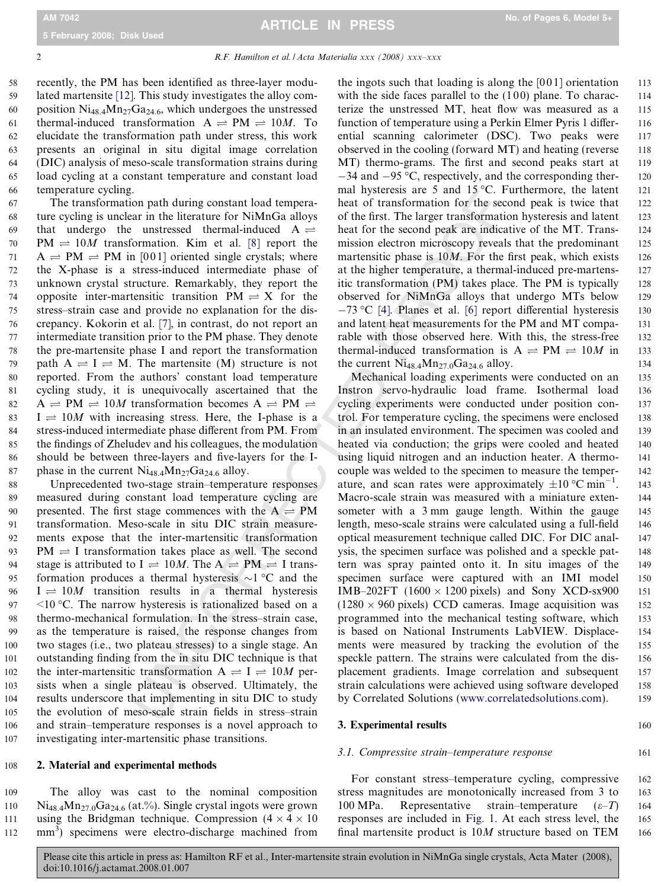recently, the PM has been identified as three-layer modulated martensite [12]. This study investigates the alloy composition $Ni_{48.4}Mn_{27}Ga_{24.6}$, which undergoes the unstressed thermal-induced transformation $A \rightleftharpoons PM \rightleftharpoons 10M$. To elucidate the transformation path under stress, this work presents an original in situ digital image correlation (DIC) analysis of meso-scale transformation strains during load cycling at a constant temperature and constant load temperature cycling.

The transformation path during constant load temperature cycling is unclear in the literature for NiMnGa alloys that undergo the unstressed thermal-induced $A \rightleftharpoons PM \rightleftharpoons 10M$ transformation. Kim et al. [8] report the $A \rightleftharpoons PM \rightleftharpoons PM$ in [001] oriented single crystals; where the X-phase is a stress-induced intermediate phase of unknown crystal structure. Remarkably, they report the opposite inter-martensitic transition $PM \rightleftharpoons X$ for the stress–strain case and provide no explanation for the discrepancy. Kokorin et al. [7], in contrast, do not report an intermediate transition prior to the PM phase. They denote the pre-martensite phase I and report the transformation path $A \rightleftharpoons I \rightleftharpoons M$. The martensite (M) structure is not reported. From the authors' constant load temperature cycling study, it is unequivocally ascertained that the $A \rightleftharpoons PM \rightleftharpoons 10M$ transformation becomes $A \rightleftharpoons PM \rightleftharpoons I \rightleftharpoons 10M$ with increasing stress. Here, the I-phase is a stress-induced intermediate phase different from PM. From the findings of Zheludev and his colleagues, the modulation should be between three-layers and five-layers for the I-phase in the current $Ni_{48.4}Mn_{27}Ga_{24.6}$ alloy.

Unprecedented two-stage strain–temperature responses measured during constant load temperature cycling are presented. The first stage commences with the $A \rightleftharpoons PM$ transformation. Meso-scale in situ DIC strain measurements expose that the inter-martensitic transformation $PM \rightleftharpoons I$ transformation takes place as well. The second stage is attributed to $I \rightleftharpoons 10M$. The $A \rightleftharpoons PM \rightleftharpoons I$ transformation produces a thermal hysteresis ~1 °C and the $I \rightleftharpoons 10M$ transition results in a thermal hysteresis <10 °C. The narrow hysteresis is rationalized based on a thermo-mechanical formulation. In the stress–strain case, as the temperature is raised, the response changes from two stages (i.e., two plateau stresses) to a single stage. An outstanding finding from the in situ DIC technique is that the inter-martensitic transformation $A \rightleftharpoons I \rightleftharpoons 10M$ persists when a single plateau is observed. Ultimately, the results underscore that implementing in situ DIC to study the evolution of meso-scale strain fields in stress–strain and strain–temperature responses is a novel approach to investigating inter-martensitic phase transitions.

## 2. Material and experimental methods

The alloy was cast to the nominal composition $Ni_{48.4}Mn_{27.0}Ga_{24.6}$ (at.%). Single crystal ingots were grown using the Bridgman technique. Compression ($4 \times 4 \times 10$ $mm^3$) specimens were electro-discharge machined from the ingots such that loading is along the [001] orientation with the side faces parallel to the (100) plane. To characterize the unstressed MT, heat flow was measured as a function of temperature using a Perkin Elmer Pyris 1 differential scanning calorimeter (DSC). Two peaks were observed in the cooling (forward MT) and heating (reverse MT) thermo-grams. The first and second peaks start at −34 and −95 °C, respectively, and the corresponding thermal hysteresis are 5 and 15 °C. Furthermore, the latent heat of transformation for the second peak is twice that of the first. The larger transformation hysteresis and latent heat for the second peak are indicative of the MT. Transmission electron microscopy reveals that the predominant martensitic phase is 10M. For the first peak, which exists at the higher temperature, a thermal-induced pre-martensitic transformation (PM) takes place. The PM is typically observed for NiMnGa alloys that undergo MTs below −73 °C [4]. Planes et al. [6] report differential hysteresis and latent heat measurements for the PM and MT comparable with those observed here. With this, the stress-free thermal-induced transformation is $A \rightleftharpoons PM \rightleftharpoons 10M$ in the current $Ni_{48.4}Mn_{27.0}Ga_{24.6}$ alloy.

Mechanical loading experiments were conducted on an Instron servo-hydraulic load frame. Isothermal load cycling experiments were conducted under position control. For temperature cycling, the specimens were enclosed in an insulated environment. The specimen was cooled and heated via conduction; the grips were cooled and heated using liquid nitrogen and an induction heater. A thermocouple was welded to the specimen to measure the temperature, and scan rates were approximately ±10 °C $min^{-1}$. Macro-scale strain was measured with a miniature extensometer with a 3 mm gauge length. Within the gauge length, meso-scale strains were calculated using a full-field optical measurement technique called DIC. For DIC analysis, the specimen surface was polished and a speckle pattern was spray painted onto it. In situ images of the specimen surface were captured with an IMI model IMB-202FT (1600 × 1200 pixels) and Sony XCD-sx900 (1280 × 960 pixels) CCD cameras. Image acquisition was programmed into the mechanical testing software, which is based on National Instruments LabVIEW. Displacements were measured by tracking the evolution of the speckle pattern. The strains were calculated from the displacement gradients. Image correlation and subsequent strain calculations were achieved using software developed by Correlated Solutions (www.correlatedsolutions.com).

## 3. Experimental results

### 3.1. Compressive strain–temperature response

For constant stress–temperature cycling, compressive stress magnitudes are monotonically increased from 3 to 100 MPa. Representative strain–temperature ($\varepsilon$–$T$) responses are included in Fig. 1. At each stress level, the final martensite product is 10M structure based on TEM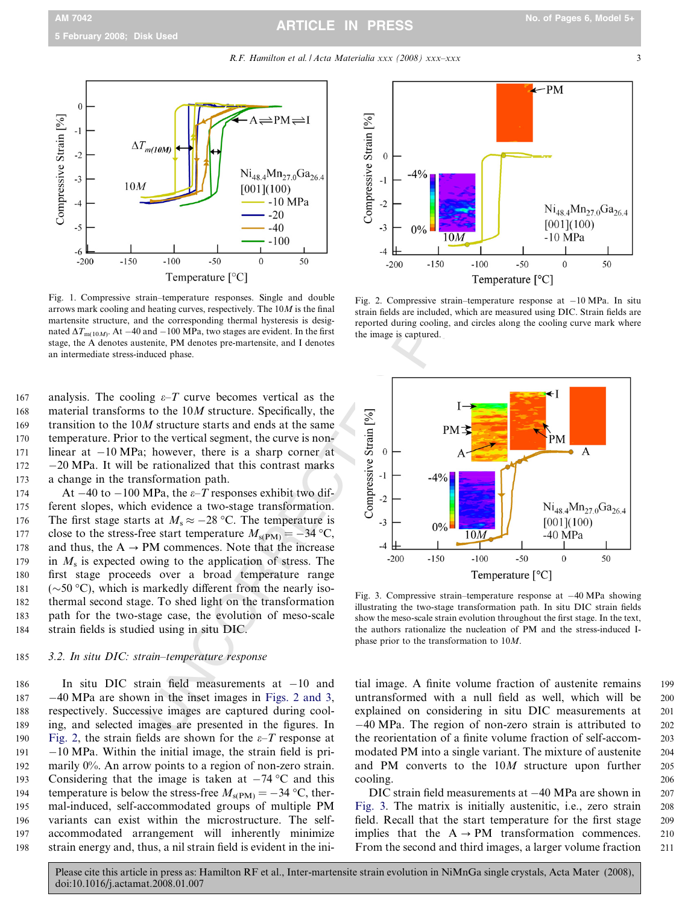Fig. 1. Compressive strain–temperature responses. Single and double arrows mark cooling and heating curves, respectively. The 10*M* is the final martensite structure, and the corresponding thermal hysteresis is designated $\Delta T_{m(10M)}$. At −40 and −100 MPa, two stages are evident. In the first stage, the A denotes austenite, PM denotes pre-martensite, and I denotes an intermediate stress-induced phase.

Fig. 2. Compressive strain–temperature response at −10 MPa. In situ strain fields are included, which are measured using DIC. Strain fields are reported during cooling, and circles along the cooling curve mark where the image is captured.

Fig. 3. Compressive strain–temperature response at −40 MPa showing illustrating the two-stage transformation path. In situ DIC strain fields show the meso-scale strain evolution throughout the first stage. In the text, the authors rationalize the nucleation of PM and the stress-induced I-phase prior to the transformation to 10*M*.

analysis. The cooling $\varepsilon$–$T$ curve becomes vertical as the material transforms to the 10*M* structure. Specifically, the transition to the 10*M* structure starts and ends at the same temperature. Prior to the vertical segment, the curve is nonlinear at −10 MPa; however, there is a sharp corner at −20 MPa. It will be rationalized that this contrast marks a change in the transformation path.

At −40 to −100 MPa, the $\varepsilon$–$T$ responses exhibit two different slopes, which evidence a two-stage transformation. The first stage starts at $M_s \approx -28$ °C. The temperature is close to the stress-free start temperature $M_{s(PM)} = -34$ °C, and thus, the A → PM commences. Note that the increase in $M_s$ is expected owing to the application of stress. The first stage proceeds over a broad temperature range (∼50 °C), which is markedly different from the nearly isothermal second stage. To shed light on the transformation path for the two-stage case, the evolution of meso-scale strain fields is studied using in situ DIC.

### 3.2. In situ DIC: strain–temperature response

In situ DIC strain field measurements at −10 and −40 MPa are shown in the inset images in Figs. 2 and 3, respectively. Successive images are captured during cooling, and selected images are presented in the figures. In Fig. 2, the strain fields are shown for the $\varepsilon$–$T$ response at −10 MPa. Within the initial image, the strain field is primarily 0%. An arrow points to a region of non-zero strain. Considering that the image is taken at −74 °C and this temperature is below the stress-free $M_{s(PM)} = -34$ °C, thermal-induced, self-accommodated groups of multiple PM variants can exist within the microstructure. The self-accommodated arrangement will inherently minimize strain energy and, thus, a nil strain field is evident in the initial image. A finite volume fraction of austenite remains untransformed with a null field as well, which will be explained on considering in situ DIC measurements at −40 MPa. The region of non-zero strain is attributed to the reorientation of a finite volume fraction of self-accommodated PM into a single variant. The mixture of austenite and PM converts to the 10*M* structure upon further cooling.

DIC strain field measurements at −40 MPa are shown in Fig. 3. The matrix is initially austenitic, i.e., zero strain field. Recall that the start temperature for the first stage implies that the A → PM transformation commences. From the second and third images, a larger volume fraction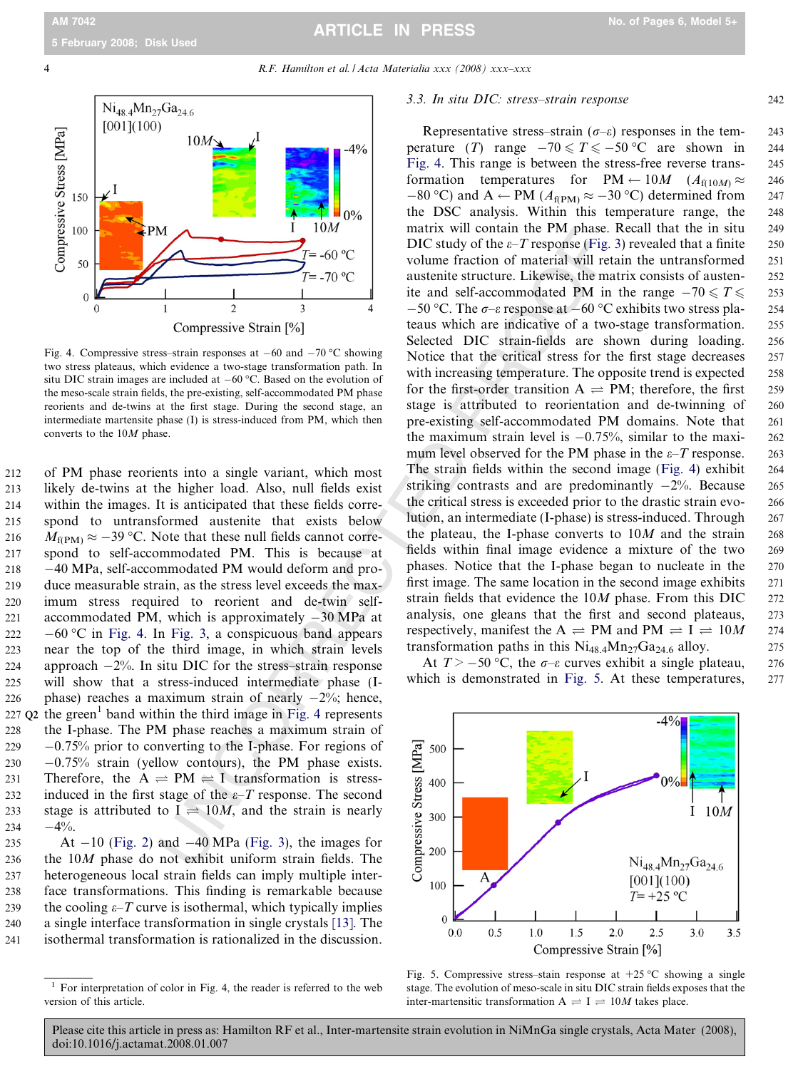of PM phase reorients into a single variant, which most likely de-twins at the higher load. Also, null fields exist within the images. It is anticipated that these fields correspond to untransformed austenite that exists below $M_{f(PM)} \approx -39$ °C. Note that these null fields cannot correspond to self-accommodated PM. This is because at −40 MPa, self-accommodated PM would deform and produce measurable strain, as the stress level exceeds the maximum stress required to reorient and de-twin self-accommodated PM, which is approximately −30 MPa at −60 °C in Fig. 4. In Fig. 3, a conspicuous band appears near the top of the third image, in which strain levels approach −2%. In situ DIC for the stress–strain response will show that a stress-induced intermediate phase (I-phase) reaches a maximum strain of nearly −2%; hence, the green[1] band within the third image in Fig. 4 represents the I-phase. The PM phase reaches a maximum strain of −0.75% prior to converting to the I-phase. For regions of −0.75% strain (yellow contours), the PM phase exists. Therefore, the A ⇌ PM ⇌ I transformation is stress-induced in the first stage of the ε–T response. The second stage is attributed to I ⇌ 10*M*, and the strain is nearly −4%.

At −10 (Fig. 2) and −40 MPa (Fig. 3), the images for the 10*M* phase do not exhibit uniform strain fields. The heterogeneous local strain fields can imply multiple interface transformations. This finding is remarkable because the cooling ε–T curve is isothermal, which typically implies a single interface transformation in single crystals [13]. The isothermal transformation is rationalized in the discussion.

Fig. 4. Compressive stress–strain responses at −60 and −70 °C showing two stress plateaus, which evidence a two-stage transformation path. In situ DIC strain images are included at −60 °C. Based on the evolution of the meso-scale strain fields, the pre-existing, self-accommodated PM phase reorients and de-twins at the first stage. During the second stage, an intermediate martensite phase (I) is stress-induced from PM, which then converts to the 10*M* phase.

### 3.3. In situ DIC: stress–strain response

Representative stress–strain (σ–ε) responses in the temperature (*T*) range $-70 \leqslant T \leqslant -50$ °C are shown in Fig. 4. This range is between the stress-free reverse transformation temperatures for PM ← 10*M* ($A_{f(10M)} \approx -80$ °C) and A ← PM ($A_{f(PM)} \approx -30$ °C) determined from the DSC analysis. Within this temperature range, the matrix will contain the PM phase. Recall that the in situ DIC study of the ε–T response (Fig. 3) revealed that a finite volume fraction of material will retain the untransformed austenite structure. Likewise, the matrix consists of austenite and self-accommodated PM in the range $-70 \leqslant T \leqslant -50$ °C. The σ–ε response at −60 °C exhibits two stress plateaus which are indicative of a two-stage transformation. Selected DIC strain-fields are shown during loading. Notice that the critical stress for the first stage decreases with increasing temperature. The opposite trend is expected for the first-order transition A ⇌ PM; therefore, the first stage is attributed to reorientation and de-twinning of pre-existing self-accommodated PM domains. Note that the maximum strain level is −0.75%, similar to the maximum level observed for the PM phase in the ε–T response. The strain fields within the second image (Fig. 4) exhibit striking contrasts and are predominantly −2%. Because the critical stress is exceeded prior to the drastic strain evolution, an intermediate (I-phase) is stress-induced. Through the plateau, the I-phase converts to 10*M* and the strain fields within final image evidence a mixture of the two phases. Notice that the I-phase began to nucleate in the first image. The same location in the second image exhibits strain fields that evidence the 10*M* phase. From this DIC analysis, one gleans that the first and second plateaus, respectively, manifest the A ⇌ PM and PM ⇌ I ⇌ 10*M* transformation paths in this $Ni_{48.4}Mn_{27}Ga_{24.6}$ alloy.

At $T > -50$ °C, the σ–ε curves exhibit a single plateau, which is demonstrated in Fig. 5. At these temperatures,

Fig. 5. Compressive stress–stain response at +25 °C showing a single stage. The evolution of meso-scale in situ DIC strain fields exposes that the inter-martensitic transformation A ⇌ I ⇌ 10*M* takes place.

[1] For interpretation of color in Fig. 4, the reader is referred to the web version of this article.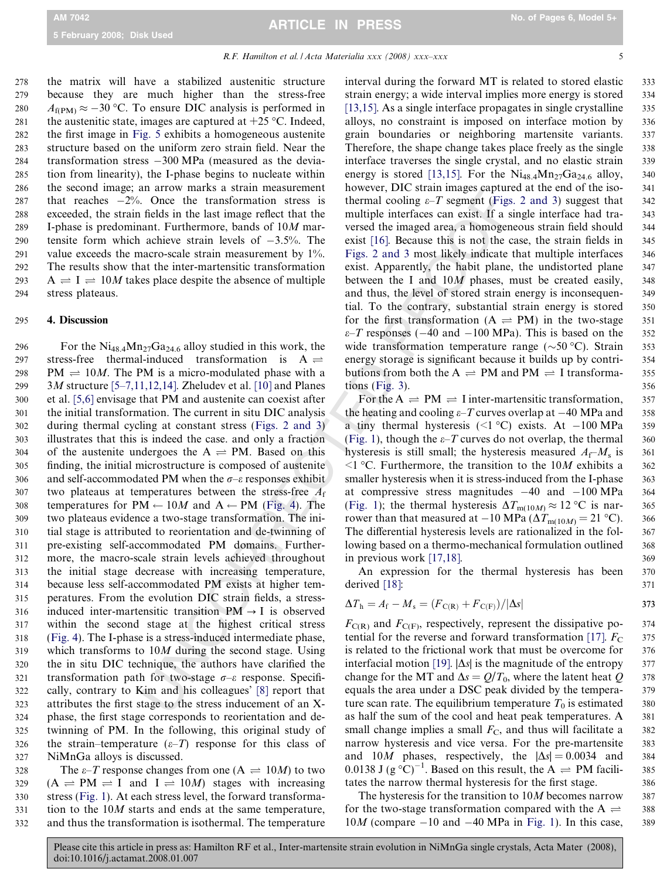the matrix will have a stabilized austenitic structure because they are much higher than the stress-free $A_{f(PM)} \approx -30$ °C. To ensure DIC analysis is performed in the austenitic state, images are captured at +25 °C. Indeed, the first image in Fig. 5 exhibits a homogeneous austenite structure based on the uniform zero strain field. Near the transformation stress −300 MPa (measured as the deviation from linearity), the I-phase begins to nucleate within the second image; an arrow marks a strain measurement that reaches −2%. Once the transformation stress is exceeded, the strain fields in the last image reflect that the I-phase is predominant. Furthermore, bands of 10$M$ martensite form which achieve strain levels of −3.5%. The value exceeds the macro-scale strain measurement by 1%. The results show that the inter-martensitic transformation A ⇌ I ⇌ 10$M$ takes place despite the absence of multiple stress plateaus.

## 4. Discussion

For the $Ni_{48.4}Mn_{27}Ga_{24.6}$ alloy studied in this work, the stress-free thermal-induced transformation is A ⇌ PM ⇌ 10$M$. The PM is a micro-modulated phase with a 3$M$ structure [5–7,11,12,14]. Zheludev et al. [10] and Planes et al. [5,6] envisage that PM and austenite can coexist after the initial transformation. The current in situ DIC analysis during thermal cycling at constant stress (Figs. 2 and 3) illustrates that this is indeed the case. and only a fraction of the austenite undergoes the A ⇌ PM. Based on this finding, the initial microstructure is composed of austenite and self-accommodated PM when the $\sigma$–$\varepsilon$ responses exhibit two plateaus at temperatures between the stress-free $A_f$ temperatures for PM ← 10$M$ and A ← PM (Fig. 4). The two plateaus evidence a two-stage transformation. The initial stage is attributed to reorientation and de-twinning of pre-existing self-accommodated PM domains. Furthermore, the macro-scale strain levels achieved throughout the initial stage decrease with increasing temperature, because less self-accommodated PM exists at higher temperatures. From the evolution DIC strain fields, a stress-induced inter-martensitic transition PM → I is observed within the second stage at the highest critical stress (Fig. 4). The I-phase is a stress-induced intermediate phase, which transforms to 10$M$ during the second stage. Using the in situ DIC technique, the authors have clarified the transformation path for two-stage $\sigma$–$\varepsilon$ response. Specifically, contrary to Kim and his colleagues' [8] report that attributes the first stage to the stress inducement of an X-phase, the first stage corresponds to reorientation and de-twinning of PM. In the following, this original study of the strain–temperature ($\varepsilon$–$T$) response for this class of NiMnGa alloys is discussed.

The $\varepsilon$–$T$ response changes from one (A ⇌ 10$M$) to two (A ⇌ PM ⇌ I and I ⇌ 10$M$) stages with increasing stress (Fig. 1). At each stress level, the forward transformation to the 10$M$ starts and ends at the same temperature, and thus the transformation is isothermal. The temperature interval during the forward MT is related to stored elastic strain energy; a wide interval implies more energy is stored [13,15]. As a single interface propagates in single crystalline alloys, no constraint is imposed on interface motion by grain boundaries or neighboring martensite variants. Therefore, the shape change takes place freely as the single interface traverses the single crystal, and no elastic strain energy is stored [13,15]. For the $Ni_{48.4}Mn_{27}Ga_{24.6}$ alloy, however, DIC strain images captured at the end of the isothermal cooling $\varepsilon$–$T$ segment (Figs. 2 and 3) suggest that multiple interfaces can exist. If a single interface had traversed the imaged area, a homogeneous strain field should exist [16]. Because this is not the case, the strain fields in Figs. 2 and 3 most likely indicate that multiple interfaces exist. Apparently, the habit plane, the undistorted plane between the I and 10$M$ phases, must be created easily, and thus, the level of stored strain energy is inconsequential. To the contrary, substantial strain energy is stored for the first transformation (A ⇌ PM) in the two-stage $\varepsilon$–$T$ responses (−40 and −100 MPa). This is based on the wide transformation temperature range (~50 °C). Strain energy storage is significant because it builds up by contributions from both the A ⇌ PM and PM ⇌ I transformations (Fig. 3).

For the A ⇌ PM ⇌ I inter-martensitic transformation, the heating and cooling $\varepsilon$–$T$ curves overlap at −40 MPa and a tiny thermal hysteresis (<1 °C) exists. At −100 MPa (Fig. 1), though the $\varepsilon$–$T$ curves do not overlap, the thermal hysteresis is still small; the hysteresis measured $A_f$–$M_s$ is <1 °C. Furthermore, the transition to the 10$M$ exhibits a smaller hysteresis when it is stress-induced from the I-phase at compressive stress magnitudes −40 and −100 MPa (Fig. 1); the thermal hysteresis $\Delta T_{m(10M)} \approx 12$ °C is narrower than that measured at −10 MPa ($\Delta T_{m(10M)} = 21$ °C). The differential hysteresis levels are rationalized in the following based on a thermo-mechanical formulation outlined in previous work [17,18].

An expression for the thermal hysteresis has been derived [18]:

$$\Delta T_h = A_f - M_s = (F_{C(R)} + F_{C(F)})/|\Delta s|$$

$F_{C(R)}$ and $F_{C(F)}$, respectively, represent the dissipative potential for the reverse and forward transformation [17]. $F_C$ is related to the frictional work that must be overcome for interfacial motion [19]. $|\Delta s|$ is the magnitude of the entropy change for the MT and $\Delta s = Q/T_0$, where the latent heat $Q$ equals the area under a DSC peak divided by the temperature scan rate. The equilibrium temperature $T_0$ is estimated as half the sum of the cool and heat peak temperatures. A small change implies a small $F_C$, and thus will facilitate a narrow hysteresis and vice versa. For the pre-martensite and 10$M$ phases, respectively, the $|\Delta s| = 0.0034$ and 0.0138 J (g °C)$^{-1}$. Based on this result, the A ⇌ PM facilitates the narrow thermal hysteresis for the first stage.

The hysteresis for the transition to 10$M$ becomes narrow for the two-stage transformation compared with the A ⇌ 10$M$ (compare −10 and −40 MPa in Fig. 1). In this case,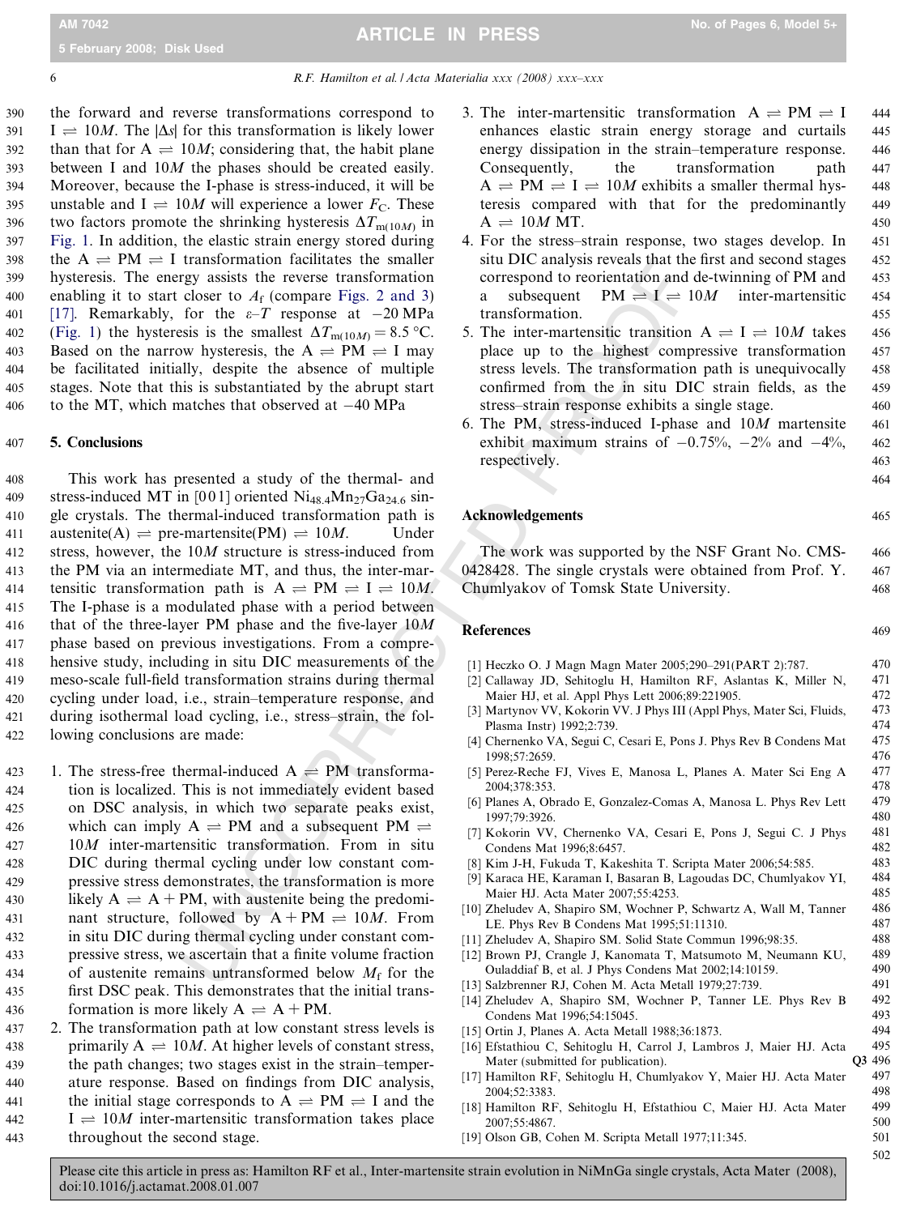the forward and reverse transformations correspond to $I \rightleftharpoons 10M$. The $|\Delta s|$ for this transformation is likely lower than that for $A \rightleftharpoons 10M$; considering that, the habit plane between I and $10M$ the phases should be created easily. Moreover, because the I-phase is stress-induced, it will be unstable and $I \rightleftharpoons 10M$ will experience a lower $F_C$. These two factors promote the shrinking hysteresis $\Delta T_{m(10M)}$ in Fig. 1. In addition, the elastic strain energy stored during the $A \rightleftharpoons PM \rightleftharpoons I$ transformation facilitates the smaller hysteresis. The energy assists the reverse transformation enabling it to start closer to $A_f$ (compare Figs. 2 and 3) [17]. Remarkably, for the $\varepsilon$–$T$ response at $-20$ MPa (Fig. 1) the hysteresis is the smallest $\Delta T_{m(10M)} = 8.5$ °C. Based on the narrow hysteresis, the $A \rightleftharpoons PM \rightleftharpoons I$ may be facilitated initially, despite the absence of multiple stages. Note that this is substantiated by the abrupt start to the MT, which matches that observed at $-40$ MPa

## 5. Conclusions

This work has presented a study of the thermal- and stress-induced MT in [001] oriented $Ni_{48.4}Mn_{27}Ga_{24.6}$ single crystals. The thermal-induced transformation path is austenite(A) $\rightleftharpoons$ pre-martensite(PM) $\rightleftharpoons$ $10M$. Under stress, however, the $10M$ structure is stress-induced from the PM via an intermediate MT, and thus, the inter-martensitic transformation path is $A \rightleftharpoons PM \rightleftharpoons I \rightleftharpoons 10M$. The I-phase is a modulated phase with a period between that of the three-layer PM phase and the five-layer $10M$ phase based on previous investigations. From a comprehensive study, including in situ DIC measurements of the meso-scale full-field transformation strains during thermal cycling under load, i.e., strain–temperature response, and during isothermal load cycling, i.e., stress–strain, the following conclusions are made:

1. The stress-free thermal-induced $A \rightleftharpoons PM$ transformation is localized. This is not immediately evident based on DSC analysis, in which two separate peaks exist, which can imply $A \rightleftharpoons PM$ and a subsequent $PM \rightleftharpoons 10M$ inter-martensitic transformation. From in situ DIC during thermal cycling under low constant compressive stress demonstrates, the transformation is more likely $A \rightleftharpoons A + PM$, with austenite being the predominant structure, followed by $A + PM \rightleftharpoons 10M$. From in situ DIC during thermal cycling under constant compressive stress, we ascertain that a finite volume fraction of austenite remains untransformed below $M_f$ for the first DSC peak. This demonstrates that the initial transformation is more likely $A \rightleftharpoons A + PM$.
2. The transformation path at low constant stress levels is primarily $A \rightleftharpoons 10M$. At higher levels of constant stress, the path changes; two stages exist in the strain–temperature response. Based on findings from DIC analysis, the initial stage corresponds to $A \rightleftharpoons PM \rightleftharpoons I$ and the $I \rightleftharpoons 10M$ inter-martensitic transformation takes place throughout the second stage.
3. The inter-martensitic transformation $A \rightleftharpoons PM \rightleftharpoons I$ enhances elastic strain energy storage and curtails energy dissipation in the strain–temperature response. Consequently, the transformation path $A \rightleftharpoons PM \rightleftharpoons I \rightleftharpoons 10M$ exhibits a smaller thermal hysteresis compared with that for the predominantly $A \rightleftharpoons 10M$ MT.
4. For the stress–strain response, two stages develop. In situ DIC analysis reveals that the first and second stages correspond to reorientation and de-twinning of PM and a subsequent $PM \rightleftharpoons I \rightleftharpoons 10M$ inter-martensitic transformation.
5. The inter-martensitic transition $A \rightleftharpoons I \rightleftharpoons 10M$ takes place up to the highest compressive transformation stress levels. The transformation path is unequivocally confirmed from the in situ DIC strain fields, as the stress–strain response exhibits a single stage.
6. The PM, stress-induced I-phase and $10M$ martensite exhibit maximum strains of $-0.75\%$, $-2\%$ and $-4\%$, respectively.

## Acknowledgements

The work was supported by the NSF Grant No. CMS-0428428. The single crystals were obtained from Prof. Y. Chumlyakov of Tomsk State University.

## References

[1] Heczko O. J Magn Magn Mater 2005;290–291(PART 2):787.
[2] Callaway JD, Sehitoglu H, Hamilton RF, Aslantas K, Miller N, Maier HJ, et al. Appl Phys Lett 2006;89:221905.
[3] Martynov VV, Kokorin VV. J Phys III (Appl Phys, Mater Sci, Fluids, Plasma Instr) 1992;2:739.
[4] Chernenko VA, Segui C, Cesari E, Pons J. Phys Rev B Condens Mat 1998;57:2659.
[5] Perez-Reche FJ, Vives E, Manosa L, Planes A. Mater Sci Eng A 2004;378:353.
[6] Planes A, Obrado E, Gonzalez-Comas A, Manosa L. Phys Rev Lett 1997;79:3926.
[7] Kokorin VV, Chernenko VA, Cesari E, Pons J, Segui C. J Phys Condens Mat 1996;8:6457.
[8] Kim J-H, Fukuda T, Kakeshita T. Scripta Mater 2006;54:585.
[9] Karaca HE, Karaman I, Basaran B, Lagoudas DC, Chumlyakov YI, Maier HJ. Acta Mater 2007;55:4253.
[10] Zheludev A, Shapiro SM, Wochner P, Schwartz A, Wall M, Tanner LE. Phys Rev B Condens Mat 1995;51:11310.
[11] Zheludev A, Shapiro SM. Solid State Commun 1996;98:35.
[12] Brown PJ, Crangle J, Kanomata T, Matsumoto M, Neumann KU, Ouladdiaf B, et al. J Phys Condens Mat 2002;14:10159.
[13] Salzbrenner RJ, Cohen M. Acta Metall 1979;27:739.
[14] Zheludev A, Shapiro SM, Wochner P, Tanner LE. Phys Rev B Condens Mat 1996;54:15045.
[15] Ortin J, Planes A. Acta Metall 1988;36:1873.
[16] Efstathiou C, Sehitoglu H, Carrol J, Lambros J, Maier HJ. Acta Mater (submitted for publication).
[17] Hamilton RF, Sehitoglu H, Chumlyakov Y, Maier HJ. Acta Mater 2004;52:3383.
[18] Hamilton RF, Sehitoglu H, Efstathiou C, Maier HJ. Acta Mater 2007;55:4867.
[19] Olson GB, Cohen M. Scripta Metall 1977;11:345.